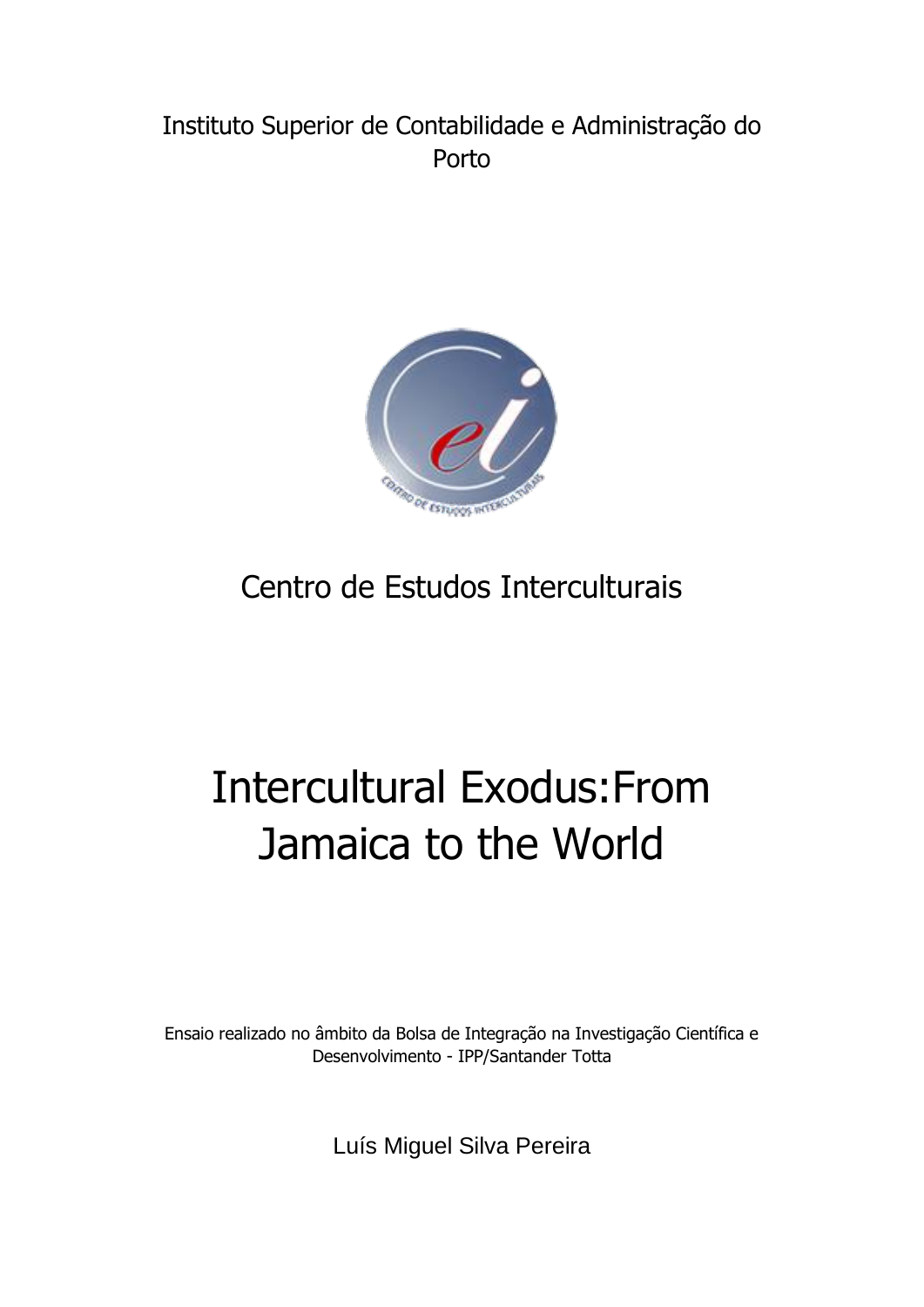Instituto Superior de Contabilidade e Administração do Porto

Centro de Estudos Interculturais

# Intercultural Exodus:From Jamaica to the World

Ensaio realizado no âmbito da Bolsa de Integração na Investigação Científica e Desenvolvimento - IPP/Santander Totta

Luís Miguel Silva Pereira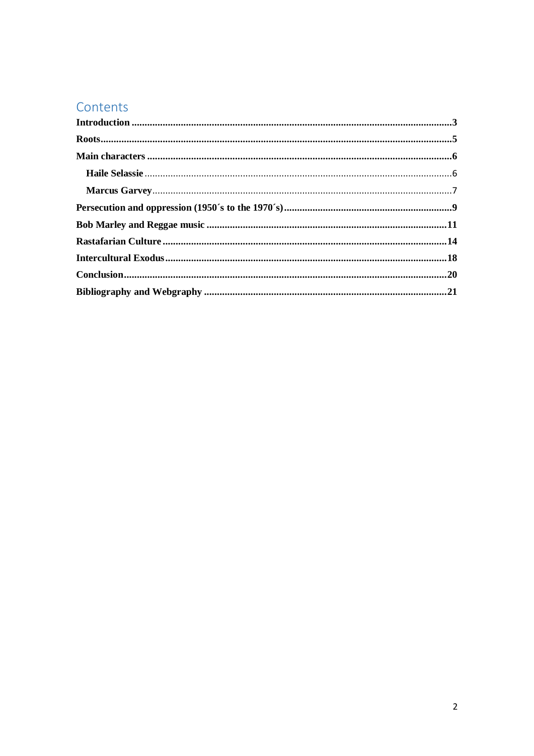# Contents

**Introduction** .......... **3**

**Roots** .......... **5**

**Main characters** .......... **6**

- **Haile Selassie** .......... 6
- **Marcus Garvey** .......... 7

**Persecution and oppression (1950´s to the 1970´s)** .......... **9**

**Bob Marley and Reggae music** .......... **11**

**Rastafarian Culture** .......... **14**

**Intercultural Exodus** .......... **18**

**Conclusion** .......... **20**

**Bibliography and Webgraphy** .......... **21**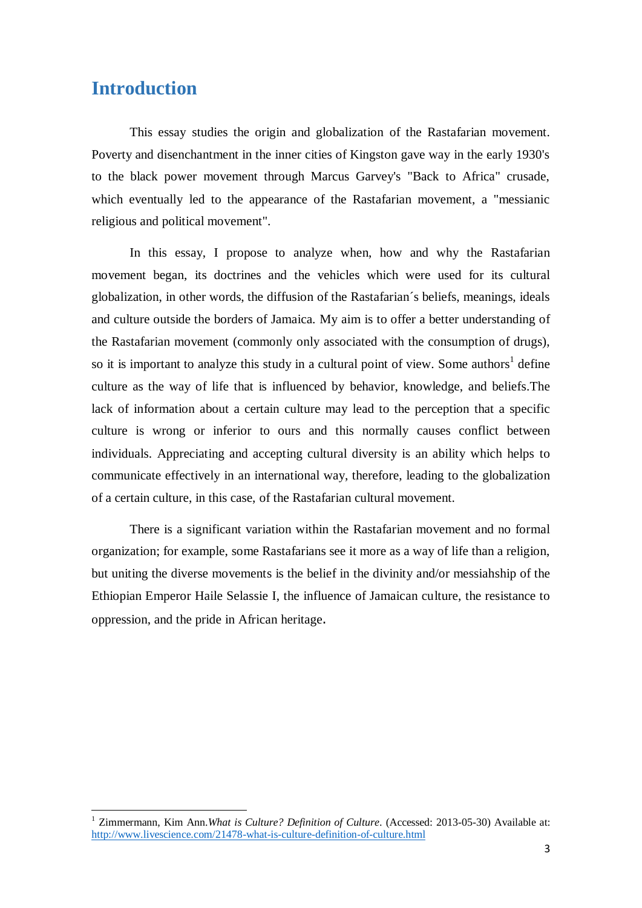# Introduction

This essay studies the origin and globalization of the Rastafarian movement. Poverty and disenchantment in the inner cities of Kingston gave way in the early 1930's to the black power movement through Marcus Garvey's "Back to Africa" crusade, which eventually led to the appearance of the Rastafarian movement, a "messianic religious and political movement".

In this essay, I propose to analyze when, how and why the Rastafarian movement began, its doctrines and the vehicles which were used for its cultural globalization, in other words, the diffusion of the Rastafarian´s beliefs, meanings, ideals and culture outside the borders of Jamaica. My aim is to offer a better understanding of the Rastafarian movement (commonly only associated with the consumption of drugs), so it is important to analyze this study in a cultural point of view. Some authors[1] define culture as the way of life that is influenced by behavior, knowledge, and beliefs.The lack of information about a certain culture may lead to the perception that a specific culture is wrong or inferior to ours and this normally causes conflict between individuals. Appreciating and accepting cultural diversity is an ability which helps to communicate effectively in an international way, therefore, leading to the globalization of a certain culture, in this case, of the Rastafarian cultural movement.

There is a significant variation within the Rastafarian movement and no formal organization; for example, some Rastafarians see it more as a way of life than a religion, but uniting the diverse movements is the belief in the divinity and/or messiahship of the Ethiopian Emperor Haile Selassie I, the influence of Jamaican culture, the resistance to oppression, and the pride in African heritage.

---

[1] Zimmermann, Kim Ann.*What is Culture? Definition of Culture*. (Accessed: 2013-05-30) Available at: [http://www.livescience.com/21478-what-is-culture-definition-of-culture.html](http://www.livescience.com/21478-what-is-culture-definition-of-culture.html)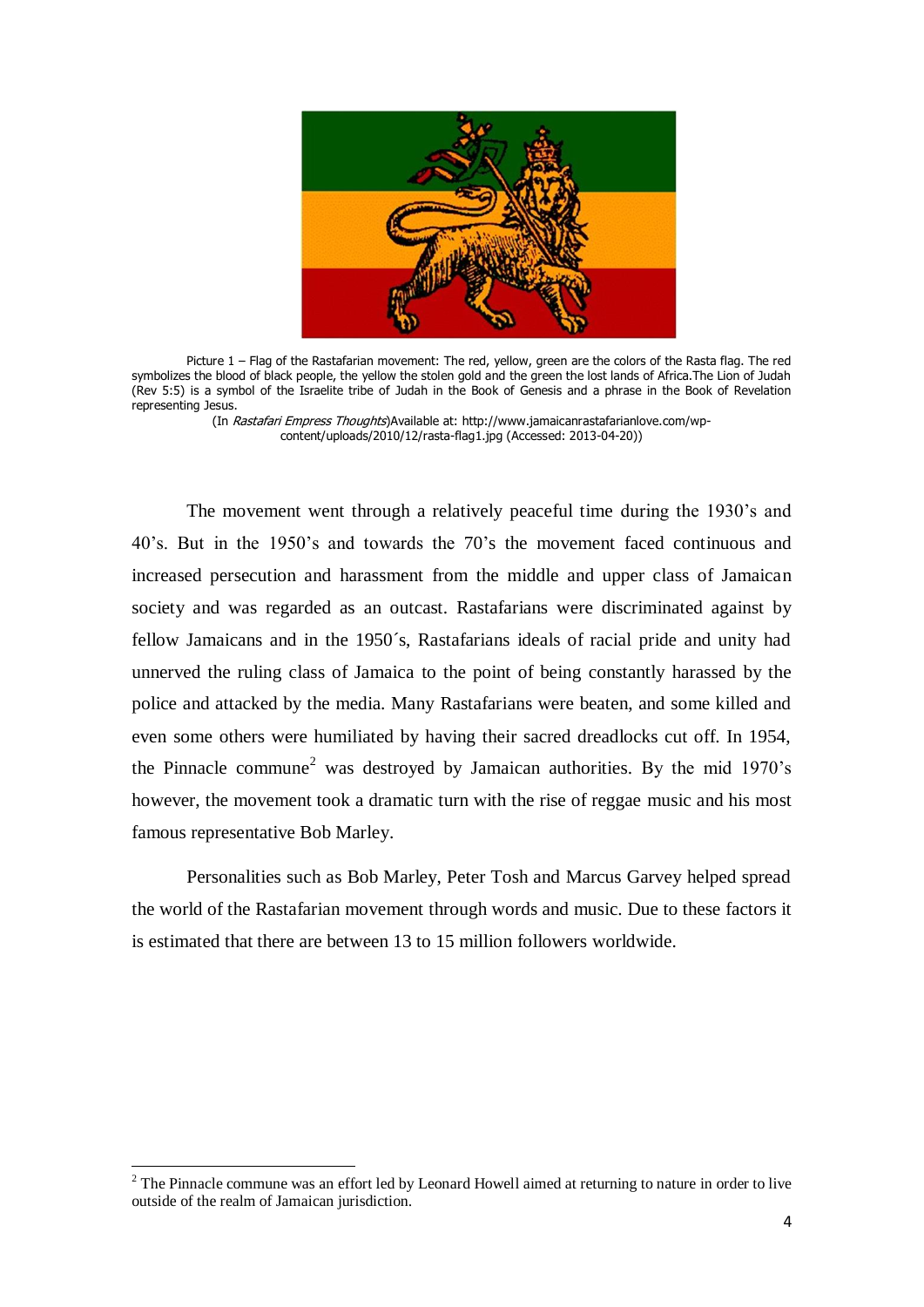Picture 1 – Flag of the Rastafarian movement: The red, yellow, green are the colors of the Rasta flag. The red symbolizes the blood of black people, the yellow the stolen gold and the green the lost lands of Africa.The Lion of Judah (Rev 5:5) is a symbol of the Israelite tribe of Judah in the Book of Genesis and a phrase in the Book of Revelation representing Jesus.

(In *Rastafari Empress Thoughts*)Available at: http://www.jamaicanrastafarianlove.com/wp-content/uploads/2010/12/rasta-flag1.jpg (Accessed: 2013-04-20))

The movement went through a relatively peaceful time during the 1930's and 40's. But in the 1950's and towards the 70's the movement faced continuous and increased persecution and harassment from the middle and upper class of Jamaican society and was regarded as an outcast. Rastafarians were discriminated against by fellow Jamaicans and in the 1950´s, Rastafarians ideals of racial pride and unity had unnerved the ruling class of Jamaica to the point of being constantly harassed by the police and attacked by the media. Many Rastafarians were beaten, and some killed and even some others were humiliated by having their sacred dreadlocks cut off. In 1954, the Pinnacle commune[2] was destroyed by Jamaican authorities. By the mid 1970's however, the movement took a dramatic turn with the rise of reggae music and his most famous representative Bob Marley.

Personalities such as Bob Marley, Peter Tosh and Marcus Garvey helped spread the world of the Rastafarian movement through words and music. Due to these factors it is estimated that there are between 13 to 15 million followers worldwide.

[2] The Pinnacle commune was an effort led by Leonard Howell aimed at returning to nature in order to live outside of the realm of Jamaican jurisdiction.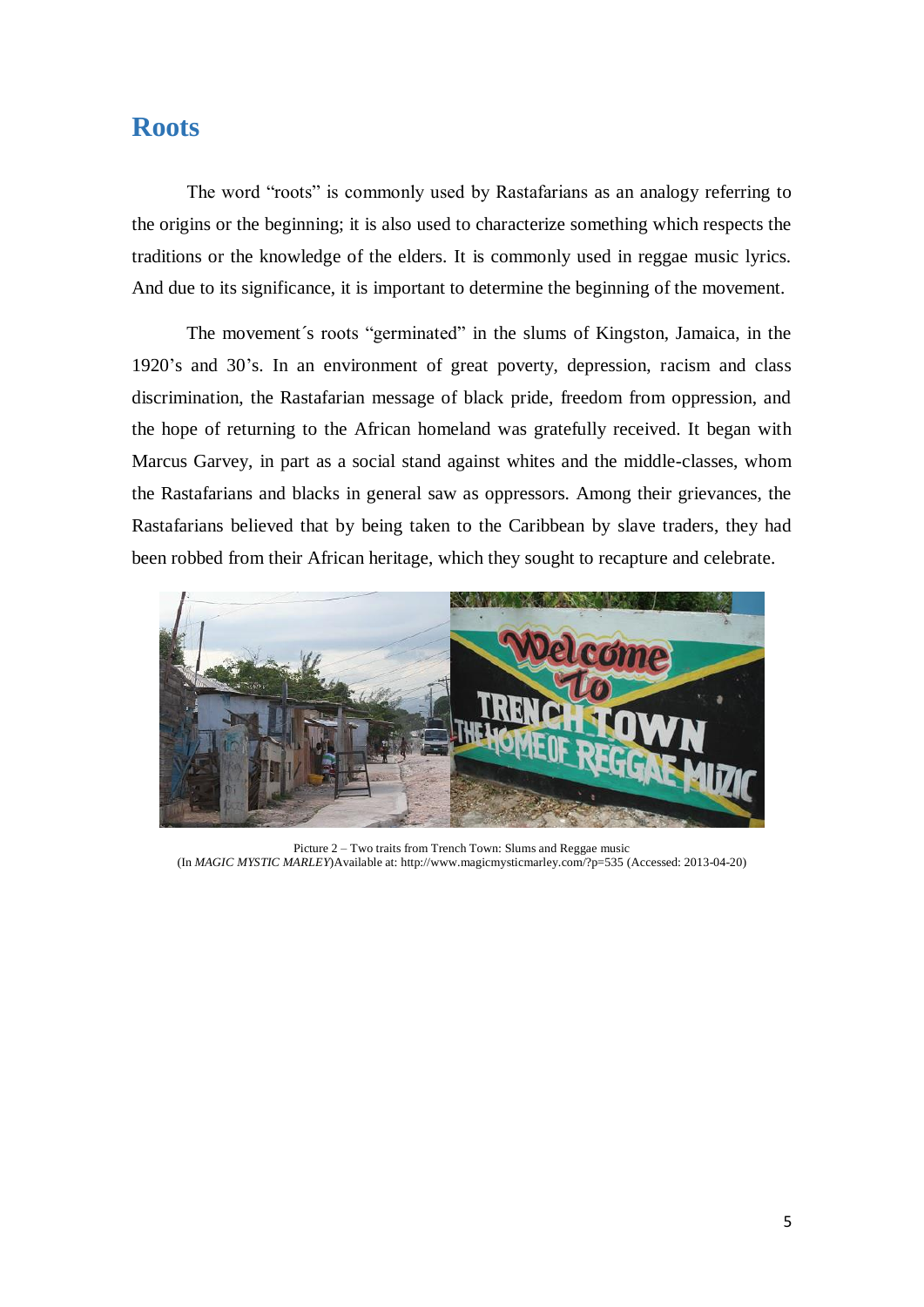## Roots

The word "roots" is commonly used by Rastafarians as an analogy referring to the origins or the beginning; it is also used to characterize something which respects the traditions or the knowledge of the elders. It is commonly used in reggae music lyrics. And due to its significance, it is important to determine the beginning of the movement.

The movement´s roots "germinated" in the slums of Kingston, Jamaica, in the 1920's and 30's. In an environment of great poverty, depression, racism and class discrimination, the Rastafarian message of black pride, freedom from oppression, and the hope of returning to the African homeland was gratefully received. It began with Marcus Garvey, in part as a social stand against whites and the middle-classes, whom the Rastafarians and blacks in general saw as oppressors. Among their grievances, the Rastafarians believed that by being taken to the Caribbean by slave traders, they had been robbed from their African heritage, which they sought to recapture and celebrate.

Picture 2 – Two traits from Trench Town: Slums and Reggae music
(In *MAGIC MYSTIC MARLEY*)Available at: http://www.magicmysticmarley.com/?p=535 (Accessed: 2013-04-20)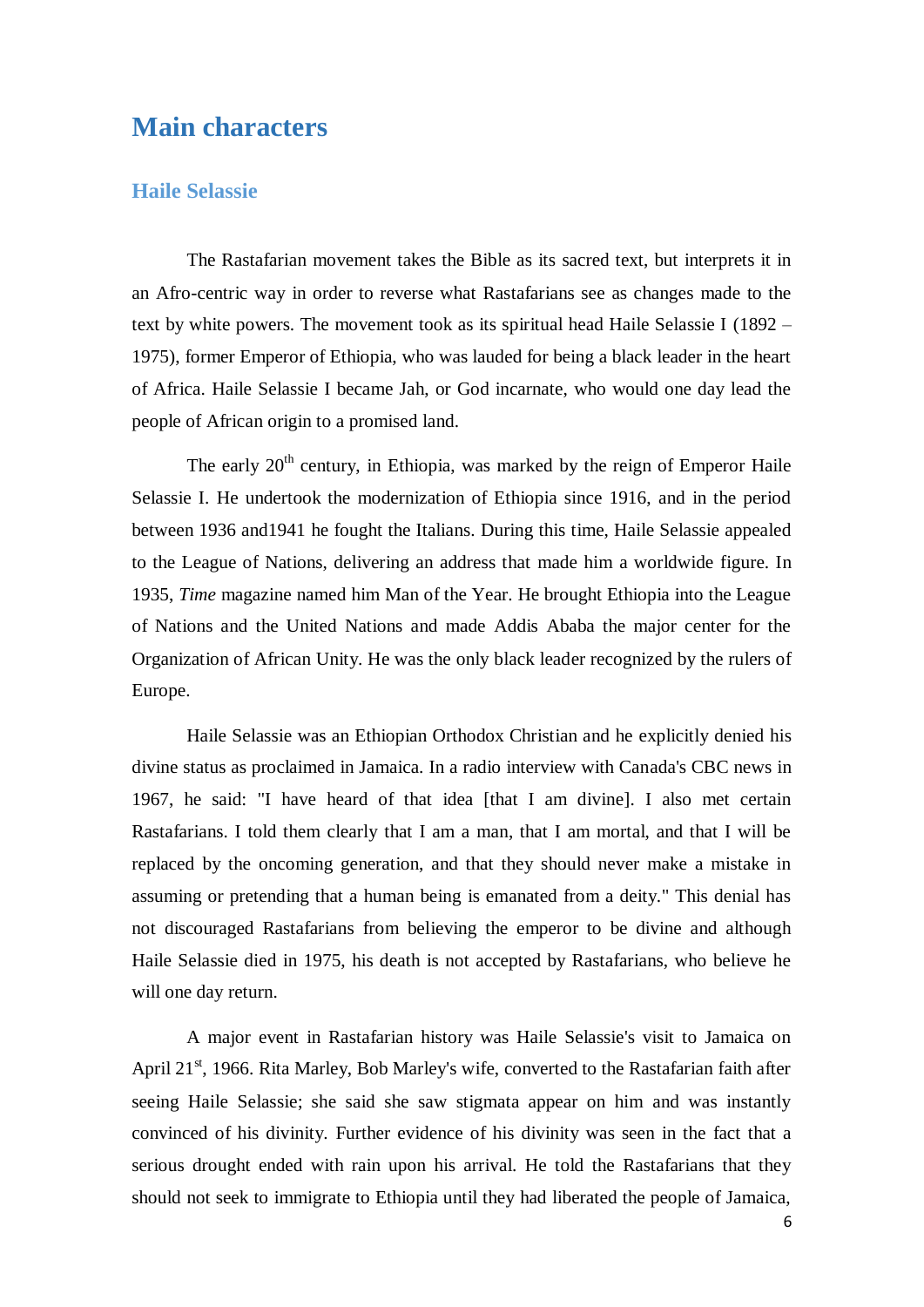# Main characters

## Haile Selassie

The Rastafarian movement takes the Bible as its sacred text, but interprets it in an Afro-centric way in order to reverse what Rastafarians see as changes made to the text by white powers. The movement took as its spiritual head Haile Selassie I (1892 – 1975), former Emperor of Ethiopia, who was lauded for being a black leader in the heart of Africa. Haile Selassie I became Jah, or God incarnate, who would one day lead the people of African origin to a promised land.

The early 20th century, in Ethiopia, was marked by the reign of Emperor Haile Selassie I. He undertook the modernization of Ethiopia since 1916, and in the period between 1936 and1941 he fought the Italians. During this time, Haile Selassie appealed to the League of Nations, delivering an address that made him a worldwide figure. In 1935, *Time* magazine named him Man of the Year. He brought Ethiopia into the League of Nations and the United Nations and made Addis Ababa the major center for the Organization of African Unity. He was the only black leader recognized by the rulers of Europe.

Haile Selassie was an Ethiopian Orthodox Christian and he explicitly denied his divine status as proclaimed in Jamaica. In a radio interview with Canada's CBC news in 1967, he said: "I have heard of that idea [that I am divine]. I also met certain Rastafarians. I told them clearly that I am a man, that I am mortal, and that I will be replaced by the oncoming generation, and that they should never make a mistake in assuming or pretending that a human being is emanated from a deity." This denial has not discouraged Rastafarians from believing the emperor to be divine and although Haile Selassie died in 1975, his death is not accepted by Rastafarians, who believe he will one day return.

A major event in Rastafarian history was Haile Selassie's visit to Jamaica on April 21st, 1966. Rita Marley, Bob Marley's wife, converted to the Rastafarian faith after seeing Haile Selassie; she said she saw stigmata appear on him and was instantly convinced of his divinity. Further evidence of his divinity was seen in the fact that a serious drought ended with rain upon his arrival. He told the Rastafarians that they should not seek to immigrate to Ethiopia until they had liberated the people of Jamaica,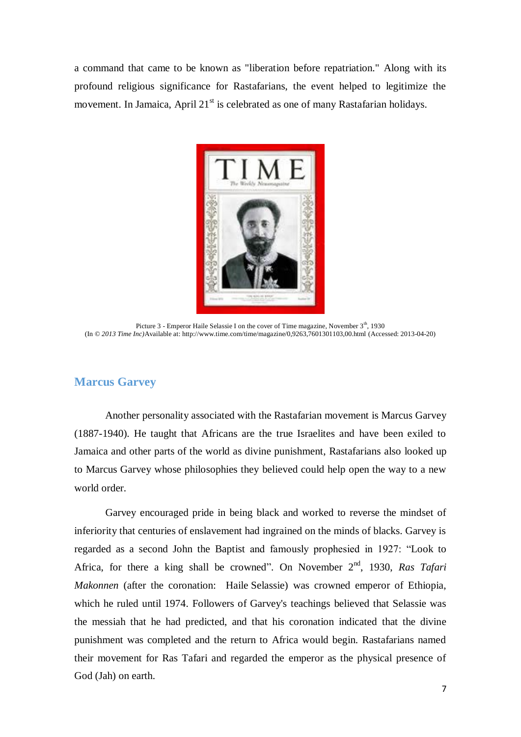a command that came to be known as "liberation before repatriation." Along with its profound religious significance for Rastafarians, the event helped to legitimize the movement. In Jamaica, April 21st is celebrated as one of many Rastafarian holidays.

Picture 3 - Emperor Haile Selassie I on the cover of Time magazine, November 3th, 1930
(In © *2013 Time Inc)*Available at: http://www.time.com/time/magazine/0,9263,7601301103,00.html (Accessed: 2013-04-20)

## Marcus Garvey

Another personality associated with the Rastafarian movement is Marcus Garvey (1887-1940). He taught that Africans are the true Israelites and have been exiled to Jamaica and other parts of the world as divine punishment, Rastafarians also looked up to Marcus Garvey whose philosophies they believed could help open the way to a new world order.

Garvey encouraged pride in being black and worked to reverse the mindset of inferiority that centuries of enslavement had ingrained on the minds of blacks. Garvey is regarded as a second John the Baptist and famously prophesied in 1927: "Look to Africa, for there a king shall be crowned". On November 2nd, 1930, *Ras Tafari Makonnen* (after the coronation: Haile Selassie) was crowned emperor of Ethiopia, which he ruled until 1974. Followers of Garvey's teachings believed that Selassie was the messiah that he had predicted, and that his coronation indicated that the divine punishment was completed and the return to Africa would begin. Rastafarians named their movement for Ras Tafari and regarded the emperor as the physical presence of God (Jah) on earth.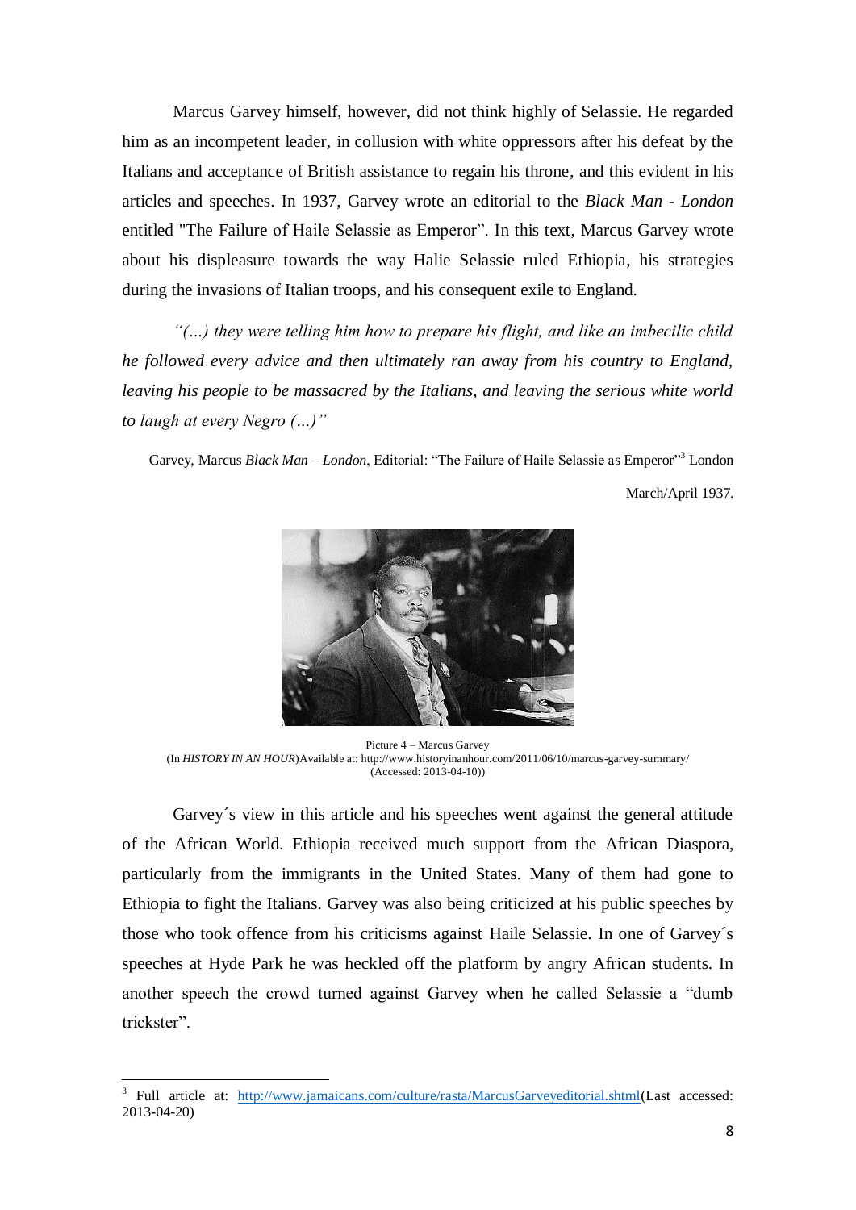Marcus Garvey himself, however, did not think highly of Selassie. He regarded him as an incompetent leader, in collusion with white oppressors after his defeat by the Italians and acceptance of British assistance to regain his throne, and this evident in his articles and speeches. In 1937, Garvey wrote an editorial to the *Black Man - London* entitled "The Failure of Haile Selassie as Emperor". In this text, Marcus Garvey wrote about his displeasure towards the way Halie Selassie ruled Ethiopia, his strategies during the invasions of Italian troops, and his consequent exile to England.

*"(…) they were telling him how to prepare his flight, and like an imbecilic child he followed every advice and then ultimately ran away from his country to England, leaving his people to be massacred by the Italians, and leaving the serious white world to laugh at every Negro (…)"*

Garvey, Marcus *Black Man – London*, Editorial: "The Failure of Haile Selassie as Emperor"[3] London March/April 1937.

Picture 4 – Marcus Garvey
(In *HISTORY IN AN HOUR*)Available at: http://www.historyinanhour.com/2011/06/10/marcus-garvey-summary/ (Accessed: 2013-04-10))

Garvey´s view in this article and his speeches went against the general attitude of the African World. Ethiopia received much support from the African Diaspora, particularly from the immigrants in the United States. Many of them had gone to Ethiopia to fight the Italians. Garvey was also being criticized at his public speeches by those who took offence from his criticisms against Haile Selassie. In one of Garvey´s speeches at Hyde Park he was heckled off the platform by angry African students. In another speech the crowd turned against Garvey when he called Selassie a "dumb trickster".

[3] Full article at: http://www.jamaicans.com/culture/rasta/MarcusGarveyeditorial.shtml(Last accessed: 2013-04-20)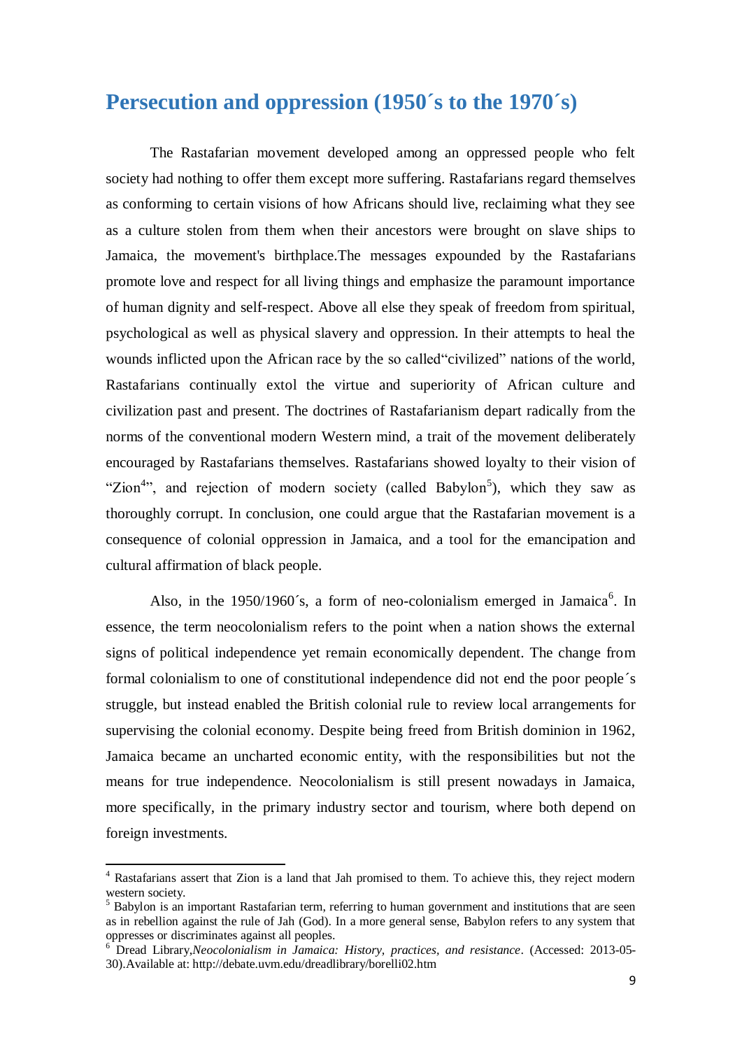## Persecution and oppression (1950´s to the 1970´s)

The Rastafarian movement developed among an oppressed people who felt society had nothing to offer them except more suffering. Rastafarians regard themselves as conforming to certain visions of how Africans should live, reclaiming what they see as a culture stolen from them when their ancestors were brought on slave ships to Jamaica, the movement's birthplace.The messages expounded by the Rastafarians promote love and respect for all living things and emphasize the paramount importance of human dignity and self-respect. Above all else they speak of freedom from spiritual, psychological as well as physical slavery and oppression. In their attempts to heal the wounds inflicted upon the African race by the so called"civilized" nations of the world, Rastafarians continually extol the virtue and superiority of African culture and civilization past and present. The doctrines of Rastafarianism depart radically from the norms of the conventional modern Western mind, a trait of the movement deliberately encouraged by Rastafarians themselves. Rastafarians showed loyalty to their vision of "Zion[4]", and rejection of modern society (called Babylon[5]), which they saw as thoroughly corrupt. In conclusion, one could argue that the Rastafarian movement is a consequence of colonial oppression in Jamaica, and a tool for the emancipation and cultural affirmation of black people.

Also, in the 1950/1960´s, a form of neo-colonialism emerged in Jamaica[6]. In essence, the term neocolonialism refers to the point when a nation shows the external signs of political independence yet remain economically dependent. The change from formal colonialism to one of constitutional independence did not end the poor people´s struggle, but instead enabled the British colonial rule to review local arrangements for supervising the colonial economy. Despite being freed from British dominion in 1962, Jamaica became an uncharted economic entity, with the responsibilities but not the means for true independence. Neocolonialism is still present nowadays in Jamaica, more specifically, in the primary industry sector and tourism, where both depend on foreign investments.

---

[4] Rastafarians assert that Zion is a land that Jah promised to them. To achieve this, they reject modern western society.

[5] Babylon is an important Rastafarian term, referring to human government and institutions that are seen as in rebellion against the rule of Jah (God). In a more general sense, Babylon refers to any system that oppresses or discriminates against all peoples.

[6] Dread Library,*Neocolonialism in Jamaica: History, practices, and resistance*. (Accessed: 2013-05-30).Available at: http://debate.uvm.edu/dreadlibrary/borelli02.htm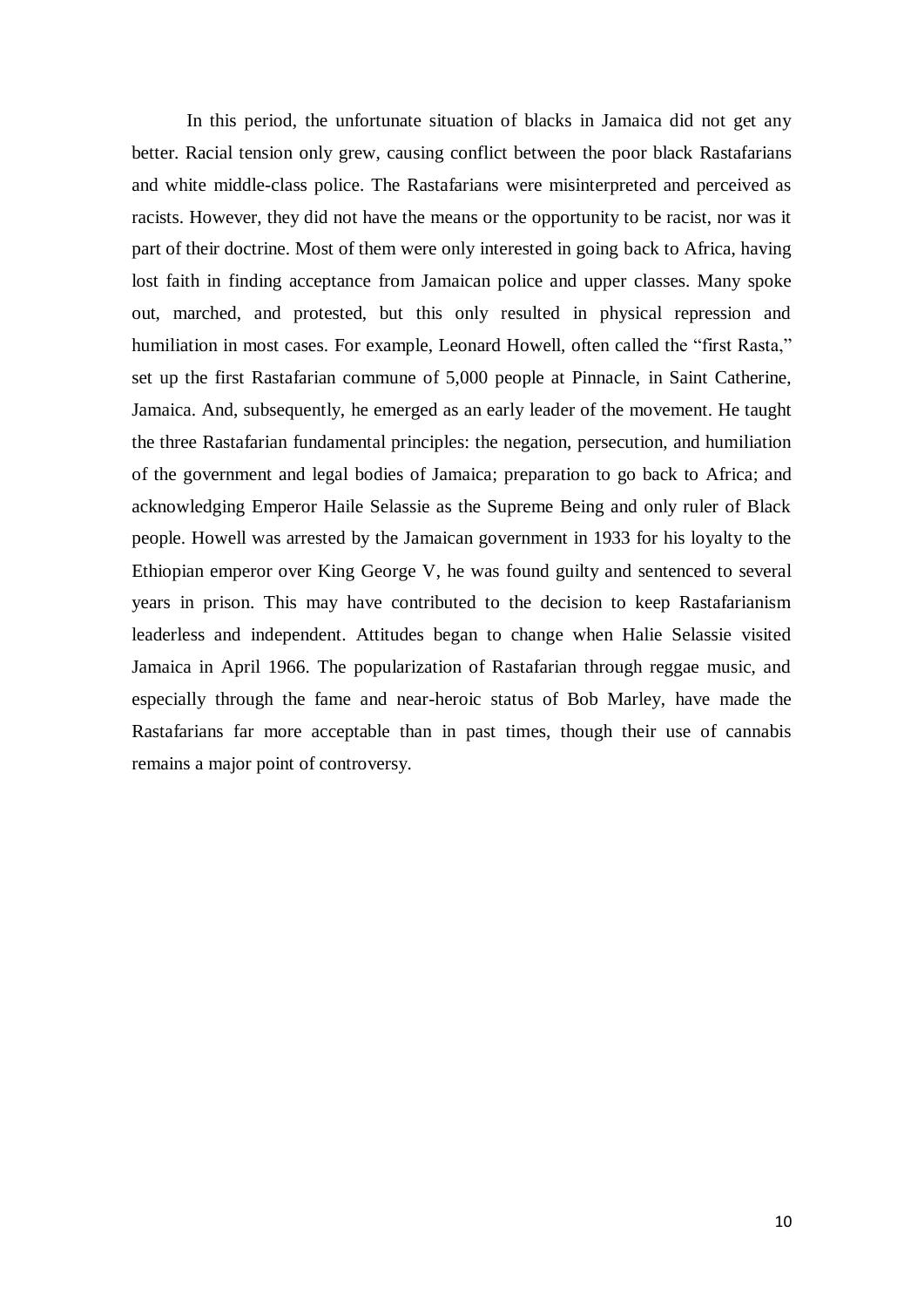In this period, the unfortunate situation of blacks in Jamaica did not get any better. Racial tension only grew, causing conflict between the poor black Rastafarians and white middle-class police. The Rastafarians were misinterpreted and perceived as racists. However, they did not have the means or the opportunity to be racist, nor was it part of their doctrine. Most of them were only interested in going back to Africa, having lost faith in finding acceptance from Jamaican police and upper classes. Many spoke out, marched, and protested, but this only resulted in physical repression and humiliation in most cases. For example, Leonard Howell, often called the "first Rasta," set up the first Rastafarian commune of 5,000 people at Pinnacle, in Saint Catherine, Jamaica. And, subsequently, he emerged as an early leader of the movement. He taught the three Rastafarian fundamental principles: the negation, persecution, and humiliation of the government and legal bodies of Jamaica; preparation to go back to Africa; and acknowledging Emperor Haile Selassie as the Supreme Being and only ruler of Black people. Howell was arrested by the Jamaican government in 1933 for his loyalty to the Ethiopian emperor over King George V, he was found guilty and sentenced to several years in prison. This may have contributed to the decision to keep Rastafarianism leaderless and independent. Attitudes began to change when Halie Selassie visited Jamaica in April 1966. The popularization of Rastafarian through reggae music, and especially through the fame and near-heroic status of Bob Marley, have made the Rastafarians far more acceptable than in past times, though their use of cannabis remains a major point of controversy.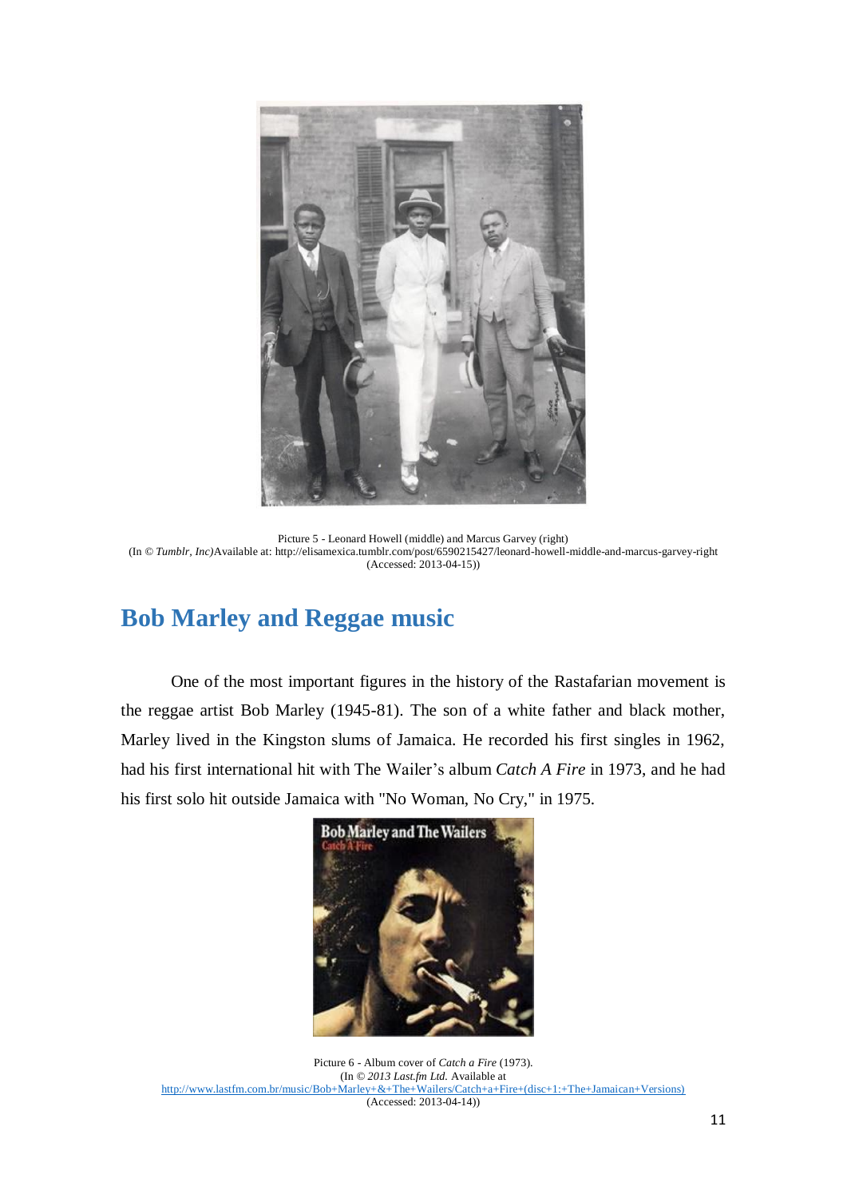Picture 5 - Leonard Howell (middle) and Marcus Garvey (right)
(In © *Tumblr, Inc)*Available at: http://elisamexica.tumblr.com/post/6590215427/leonard-howell-middle-and-marcus-garvey-right (Accessed: 2013-04-15))

## Bob Marley and Reggae music

One of the most important figures in the history of the Rastafarian movement is the reggae artist Bob Marley (1945-81). The son of a white father and black mother, Marley lived in the Kingston slums of Jamaica. He recorded his first singles in 1962, had his first international hit with The Wailer's album *Catch A Fire* in 1973, and he had his first solo hit outside Jamaica with "No Woman, No Cry," in 1975.

Picture 6 - Album cover of *Catch a Fire* (1973).
(In © *2013 Last.fm Ltd.* Available at
http://www.lastfm.com.br/music/Bob+Marley+&+The+Wailers/Catch+a+Fire+(disc+1:+The+Jamaican+Versions)
(Accessed: 2013-04-14))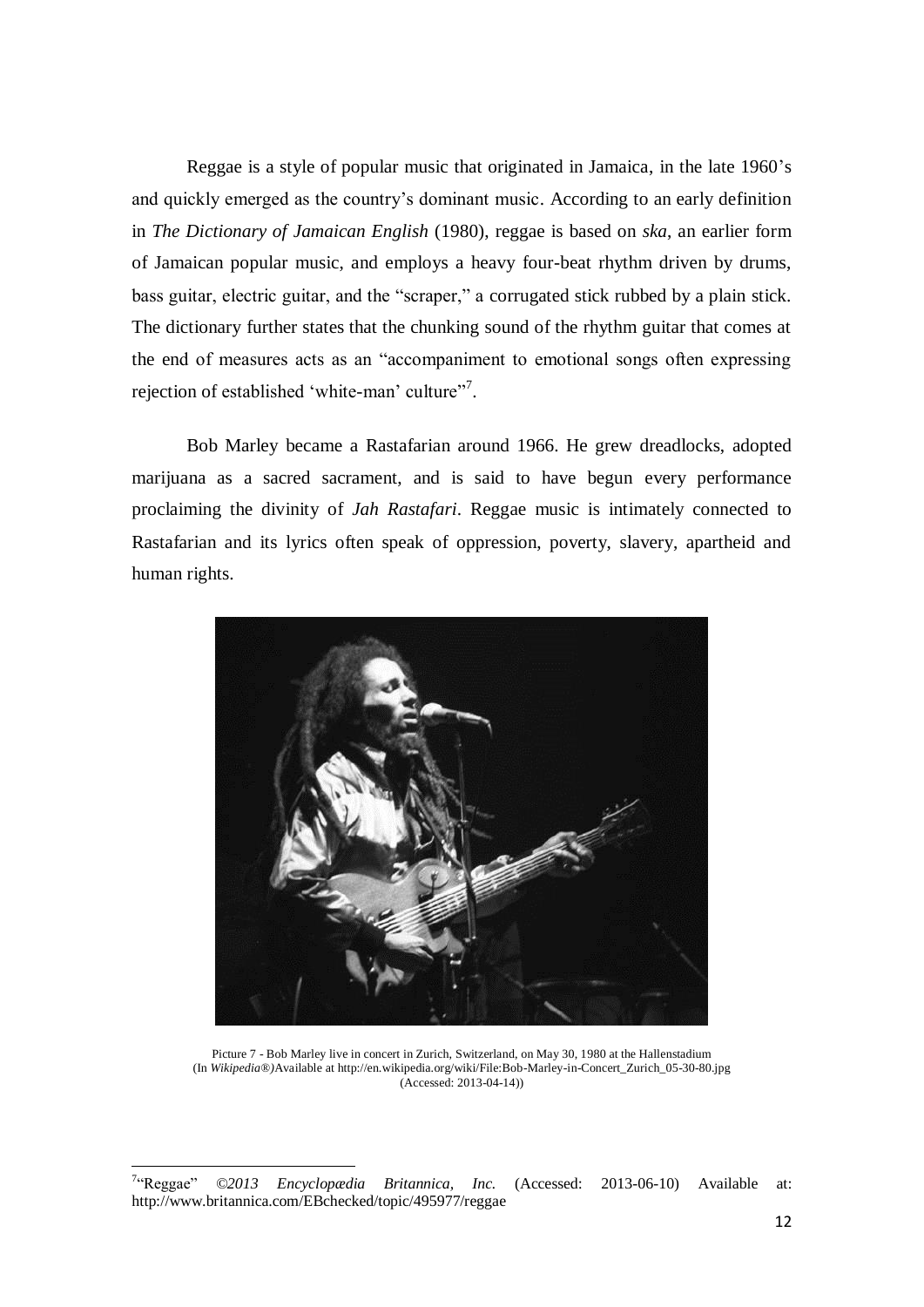Reggae is a style of popular music that originated in Jamaica, in the late 1960's and quickly emerged as the country's dominant music. According to an early definition in *The Dictionary of Jamaican English* (1980), reggae is based on *ska*, an earlier form of Jamaican popular music, and employs a heavy four-beat rhythm driven by drums, bass guitar, electric guitar, and the "scraper," a corrugated stick rubbed by a plain stick. The dictionary further states that the chunking sound of the rhythm guitar that comes at the end of measures acts as an "accompaniment to emotional songs often expressing rejection of established 'white-man' culture"[7].

Bob Marley became a Rastafarian around 1966. He grew dreadlocks, adopted marijuana as a sacred sacrament, and is said to have begun every performance proclaiming the divinity of *Jah Rastafari*. Reggae music is intimately connected to Rastafarian and its lyrics often speak of oppression, poverty, slavery, apartheid and human rights.

Picture 7 - Bob Marley live in concert in Zurich, Switzerland, on May 30, 1980 at the Hallenstadium (In *Wikipedia*®)Available at http://en.wikipedia.org/wiki/File:Bob-Marley-in-Concert_Zurich_05-30-80.jpg (Accessed: 2013-04-14))

[7]"Reggae" *©2013 Encyclopædia Britannica, Inc.* (Accessed: 2013-06-10) Available at: http://www.britannica.com/EBchecked/topic/495977/reggae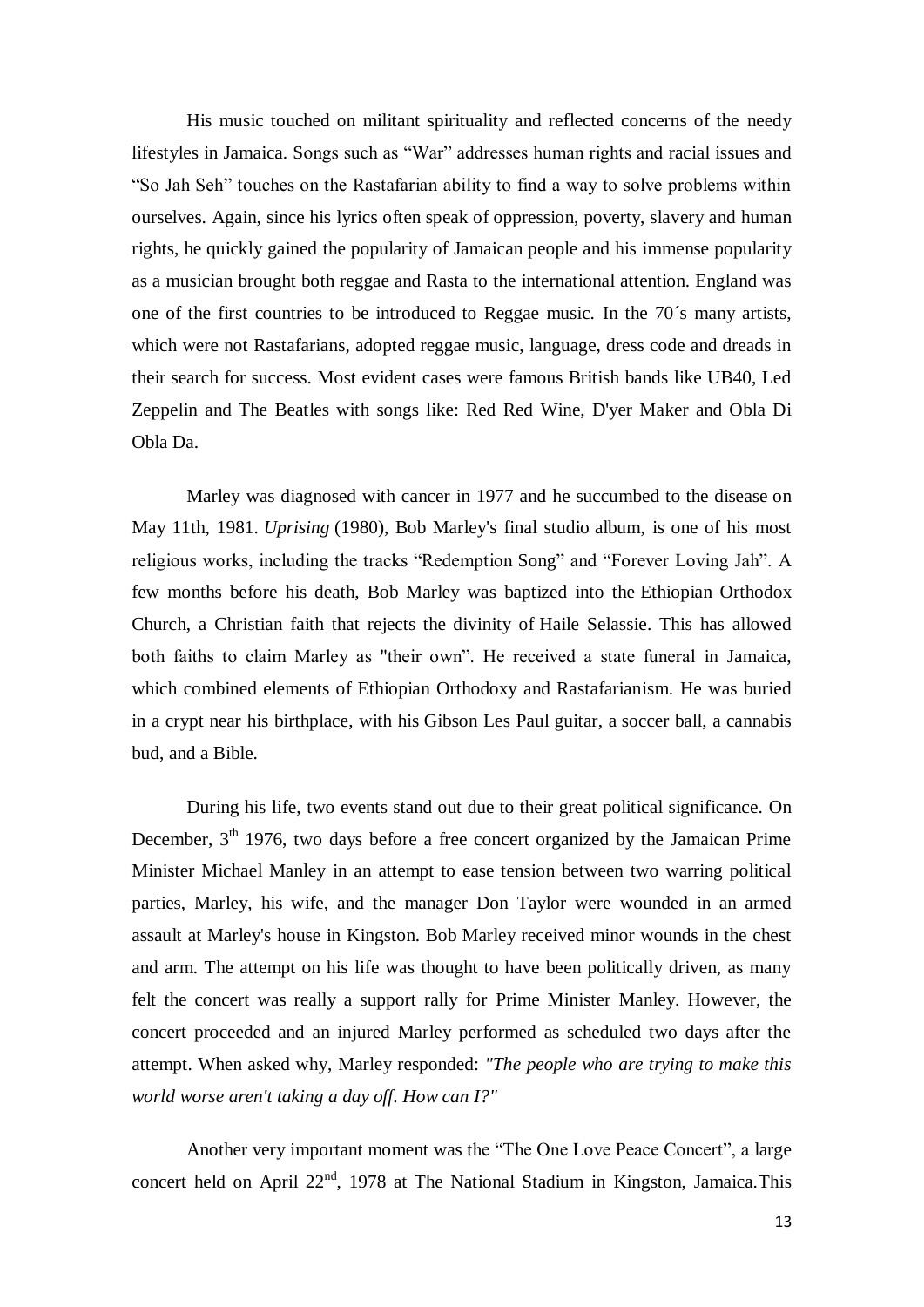His music touched on militant spirituality and reflected concerns of the needy lifestyles in Jamaica. Songs such as "War" addresses human rights and racial issues and "So Jah Seh" touches on the Rastafarian ability to find a way to solve problems within ourselves. Again, since his lyrics often speak of oppression, poverty, slavery and human rights, he quickly gained the popularity of Jamaican people and his immense popularity as a musician brought both reggae and Rasta to the international attention. England was one of the first countries to be introduced to Reggae music. In the 70´s many artists, which were not Rastafarians, adopted reggae music, language, dress code and dreads in their search for success. Most evident cases were famous British bands like UB40, Led Zeppelin and The Beatles with songs like: Red Red Wine, D'yer Maker and Obla Di Obla Da.

Marley was diagnosed with cancer in 1977 and he succumbed to the disease on May 11th, 1981. *Uprising* (1980), Bob Marley's final studio album, is one of his most religious works, including the tracks "Redemption Song" and "Forever Loving Jah". A few months before his death, Bob Marley was baptized into the Ethiopian Orthodox Church, a Christian faith that rejects the divinity of Haile Selassie. This has allowed both faiths to claim Marley as "their own". He received a state funeral in Jamaica, which combined elements of Ethiopian Orthodoxy and Rastafarianism. He was buried in a crypt near his birthplace, with his Gibson Les Paul guitar, a soccer ball, a cannabis bud, and a Bible.

During his life, two events stand out due to their great political significance. On December, 3rd 1976, two days before a free concert organized by the Jamaican Prime Minister Michael Manley in an attempt to ease tension between two warring political parties, Marley, his wife, and the manager Don Taylor were wounded in an armed assault at Marley's house in Kingston. Bob Marley received minor wounds in the chest and arm. The attempt on his life was thought to have been politically driven, as many felt the concert was really a support rally for Prime Minister Manley. However, the concert proceeded and an injured Marley performed as scheduled two days after the attempt. When asked why, Marley responded: *"The people who are trying to make this world worse aren't taking a day off. How can I?"*

Another very important moment was the "The One Love Peace Concert", a large concert held on April 22nd, 1978 at The National Stadium in Kingston, Jamaica.This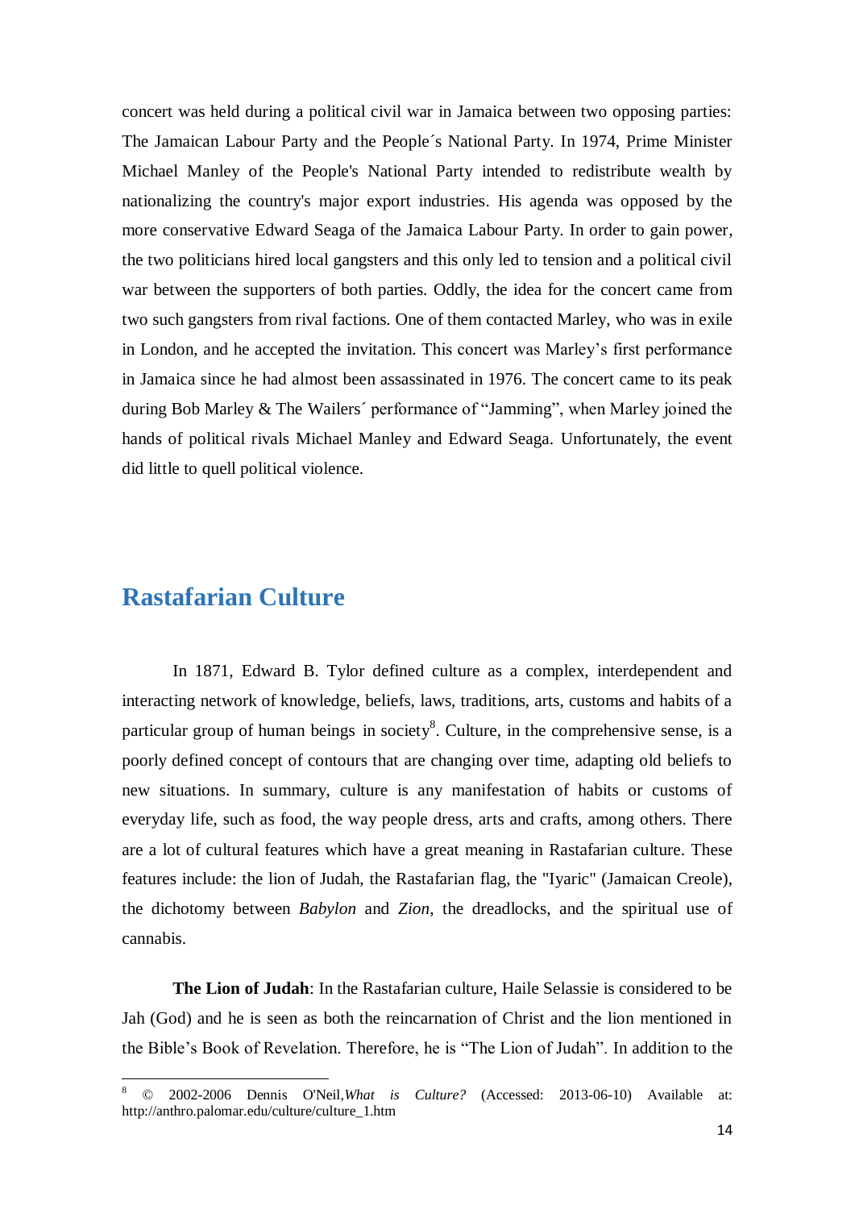concert was held during a political civil war in Jamaica between two opposing parties: The Jamaican Labour Party and the People´s National Party. In 1974, Prime Minister Michael Manley of the People's National Party intended to redistribute wealth by nationalizing the country's major export industries. His agenda was opposed by the more conservative Edward Seaga of the Jamaica Labour Party. In order to gain power, the two politicians hired local gangsters and this only led to tension and a political civil war between the supporters of both parties. Oddly, the idea for the concert came from two such gangsters from rival factions. One of them contacted Marley, who was in exile in London, and he accepted the invitation. This concert was Marley's first performance in Jamaica since he had almost been assassinated in 1976. The concert came to its peak during Bob Marley & The Wailers´ performance of "Jamming", when Marley joined the hands of political rivals Michael Manley and Edward Seaga. Unfortunately, the event did little to quell political violence.

## Rastafarian Culture

In 1871, Edward B. Tylor defined culture as a complex, interdependent and interacting network of knowledge, beliefs, laws, traditions, arts, customs and habits of a particular group of human beings in society[8]. Culture, in the comprehensive sense, is a poorly defined concept of contours that are changing over time, adapting old beliefs to new situations. In summary, culture is any manifestation of habits or customs of everyday life, such as food, the way people dress, arts and crafts, among others. There are a lot of cultural features which have a great meaning in Rastafarian culture. These features include: the lion of Judah, the Rastafarian flag, the "Iyaric" (Jamaican Creole), the dichotomy between *Babylon* and *Zion*, the dreadlocks, and the spiritual use of cannabis.

**The Lion of Judah**: In the Rastafarian culture, Haile Selassie is considered to be Jah (God) and he is seen as both the reincarnation of Christ and the lion mentioned in the Bible's Book of Revelation. Therefore, he is "The Lion of Judah". In addition to the

---

[8] © 2002-2006 Dennis O'Neil, *What is Culture?* (Accessed: 2013-06-10) Available at: http://anthro.palomar.edu/culture/culture_1.htm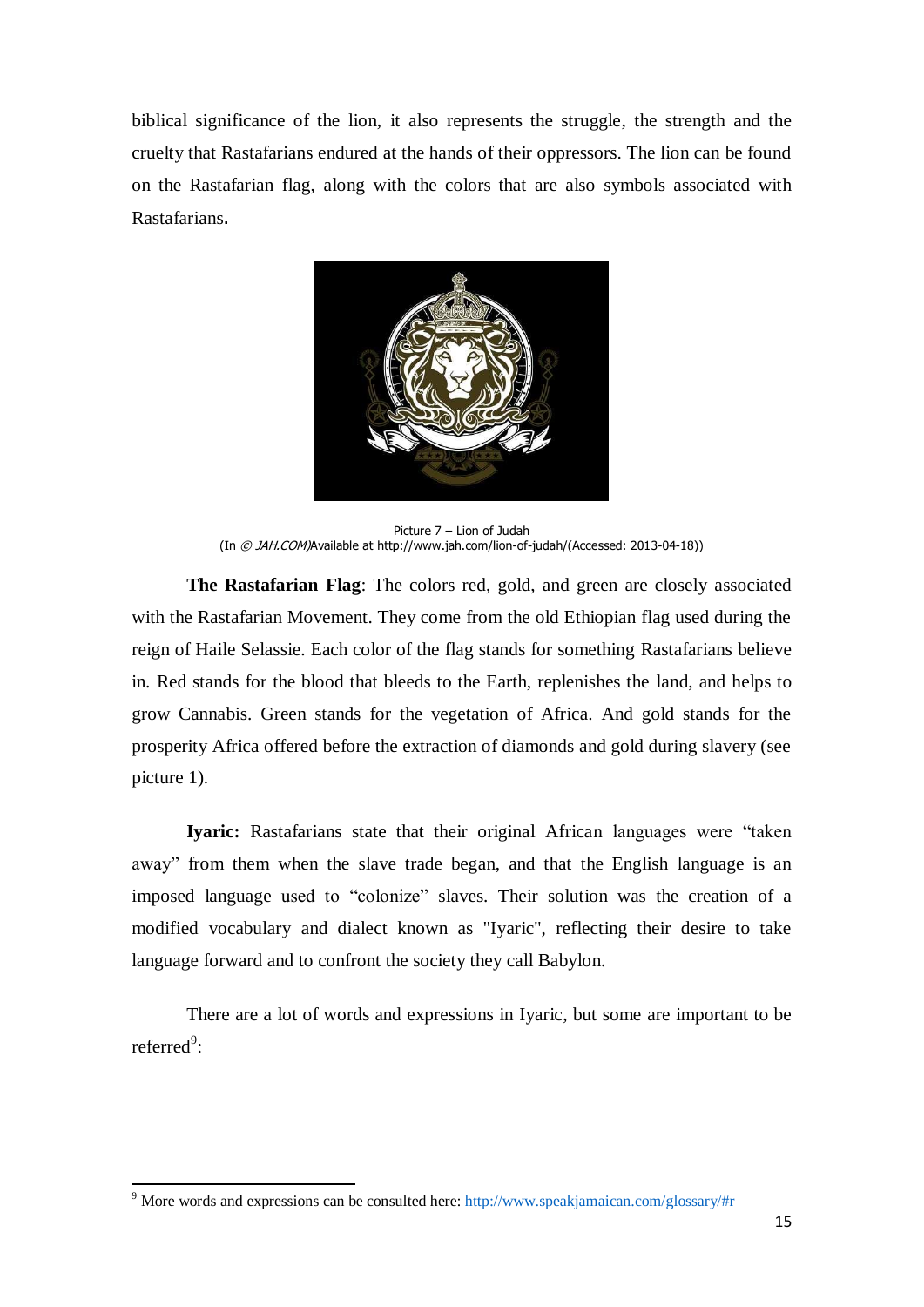biblical significance of the lion, it also represents the struggle, the strength and the cruelty that Rastafarians endured at the hands of their oppressors. The lion can be found on the Rastafarian flag, along with the colors that are also symbols associated with Rastafarians.

Picture 7 – Lion of Judah
(In © *JAH.COM)*Available at http://www.jah.com/lion-of-judah/(Accessed: 2013-04-18))

**The Rastafarian Flag**: The colors red, gold, and green are closely associated with the Rastafarian Movement. They come from the old Ethiopian flag used during the reign of Haile Selassie. Each color of the flag stands for something Rastafarians believe in. Red stands for the blood that bleeds to the Earth, replenishes the land, and helps to grow Cannabis. Green stands for the vegetation of Africa. And gold stands for the prosperity Africa offered before the extraction of diamonds and gold during slavery (see picture 1).

**Iyaric:** Rastafarians state that their original African languages were "taken away" from them when the slave trade began, and that the English language is an imposed language used to "colonize" slaves. Their solution was the creation of a modified vocabulary and dialect known as "Iyaric", reflecting their desire to take language forward and to confront the society they call Babylon.

There are a lot of words and expressions in Iyaric, but some are important to be referred[9]:

[9] More words and expressions can be consulted here: http://www.speakjamaican.com/glossary/#r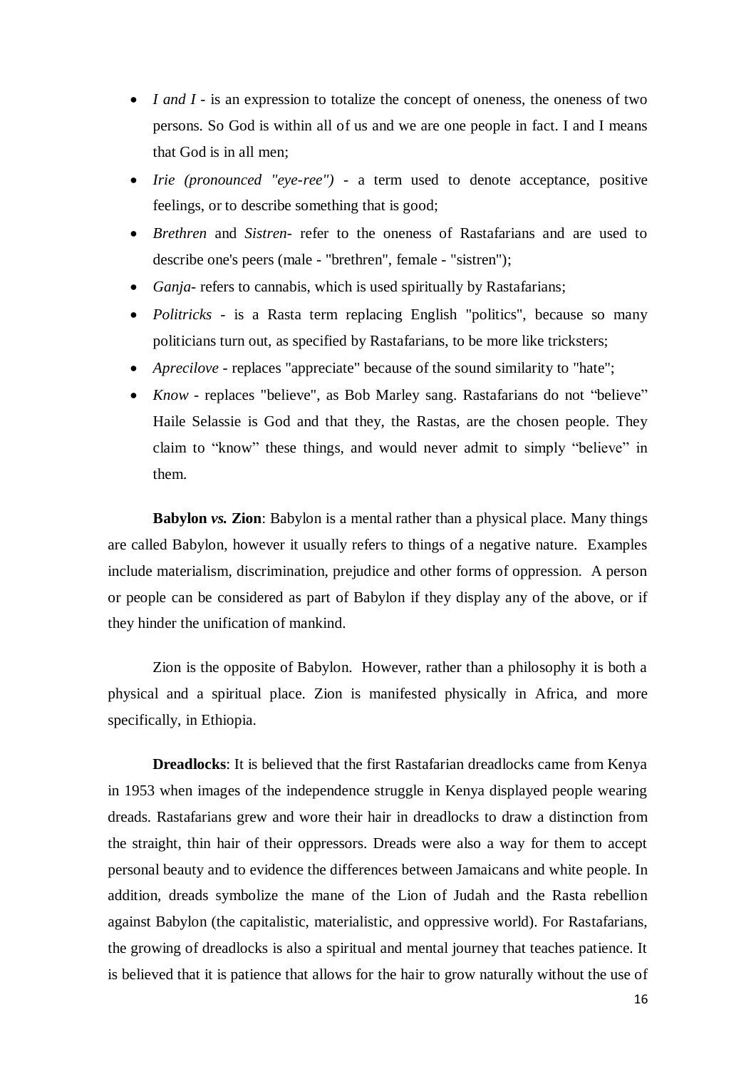- *I and I* - is an expression to totalize the concept of oneness, the oneness of two persons. So God is within all of us and we are one people in fact. I and I means that God is in all men;
- *Irie (pronounced "eye-ree")* - a term used to denote acceptance, positive feelings, or to describe something that is good;
- *Brethren* and *Sistren*- refer to the oneness of Rastafarians and are used to describe one's peers (male - "brethren", female - "sistren");
- *Ganja*- refers to cannabis, which is used spiritually by Rastafarians;
- *Politricks* - is a Rasta term replacing English "politics", because so many politicians turn out, as specified by Rastafarians, to be more like tricksters;
- *Aprecilove* - replaces "appreciate" because of the sound similarity to "hate";
- *Know* - replaces "believe", as Bob Marley sang. Rastafarians do not "believe" Haile Selassie is God and that they, the Rastas, are the chosen people. They claim to "know" these things, and would never admit to simply "believe" in them.

**Babylon *vs.* Zion**: Babylon is a mental rather than a physical place. Many things are called Babylon, however it usually refers to things of a negative nature. Examples include materialism, discrimination, prejudice and other forms of oppression. A person or people can be considered as part of Babylon if they display any of the above, or if they hinder the unification of mankind.

Zion is the opposite of Babylon. However, rather than a philosophy it is both a physical and a spiritual place. Zion is manifested physically in Africa, and more specifically, in Ethiopia.

**Dreadlocks**: It is believed that the first Rastafarian dreadlocks came from Kenya in 1953 when images of the independence struggle in Kenya displayed people wearing dreads. Rastafarians grew and wore their hair in dreadlocks to draw a distinction from the straight, thin hair of their oppressors. Dreads were also a way for them to accept personal beauty and to evidence the differences between Jamaicans and white people. In addition, dreads symbolize the mane of the Lion of Judah and the Rasta rebellion against Babylon (the capitalistic, materialistic, and oppressive world). For Rastafarians, the growing of dreadlocks is also a spiritual and mental journey that teaches patience. It is believed that it is patience that allows for the hair to grow naturally without the use of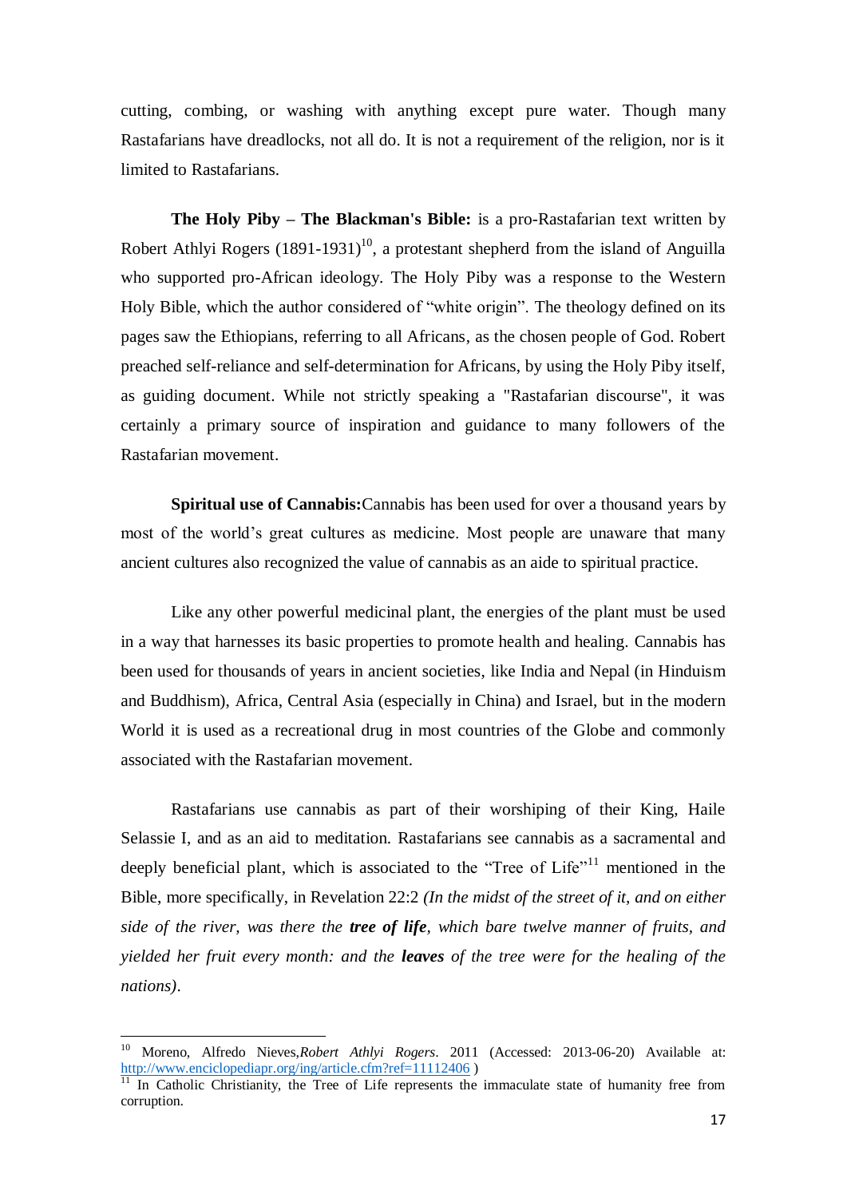cutting, combing, or washing with anything except pure water. Though many Rastafarians have dreadlocks, not all do. It is not a requirement of the religion, nor is it limited to Rastafarians.

**The Holy Piby – The Blackman's Bible:** is a pro-Rastafarian text written by Robert Athlyi Rogers (1891-1931)[10], a protestant shepherd from the island of Anguilla who supported pro-African ideology. The Holy Piby was a response to the Western Holy Bible, which the author considered of "white origin". The theology defined on its pages saw the Ethiopians, referring to all Africans, as the chosen people of God. Robert preached self-reliance and self-determination for Africans, by using the Holy Piby itself, as guiding document. While not strictly speaking a "Rastafarian discourse", it was certainly a primary source of inspiration and guidance to many followers of the Rastafarian movement.

**Spiritual use of Cannabis:**Cannabis has been used for over a thousand years by most of the world's great cultures as medicine. Most people are unaware that many ancient cultures also recognized the value of cannabis as an aide to spiritual practice.

Like any other powerful medicinal plant, the energies of the plant must be used in a way that harnesses its basic properties to promote health and healing. Cannabis has been used for thousands of years in ancient societies, like India and Nepal (in Hinduism and Buddhism), Africa, Central Asia (especially in China) and Israel, but in the modern World it is used as a recreational drug in most countries of the Globe and commonly associated with the Rastafarian movement.

Rastafarians use cannabis as part of their worshiping of their King, Haile Selassie I, and as an aid to meditation. Rastafarians see cannabis as a sacramental and deeply beneficial plant, which is associated to the "Tree of Life"[11] mentioned in the Bible, more specifically, in Revelation 22:2 *(In the midst of the street of it, and on either side of the river, was there the* ***tree of life****, which bare twelve manner of fruits, and yielded her fruit every month: and the* ***leaves*** *of the tree were for the healing of the nations)*.

---

[10] Moreno, Alfredo Nieves,*Robert Athlyi Rogers*. 2011 (Accessed: 2013-06-20) Available at: http://www.enciclopediapr.org/ing/article.cfm?ref=11112406 )

[11] In Catholic Christianity, the Tree of Life represents the immaculate state of humanity free from corruption.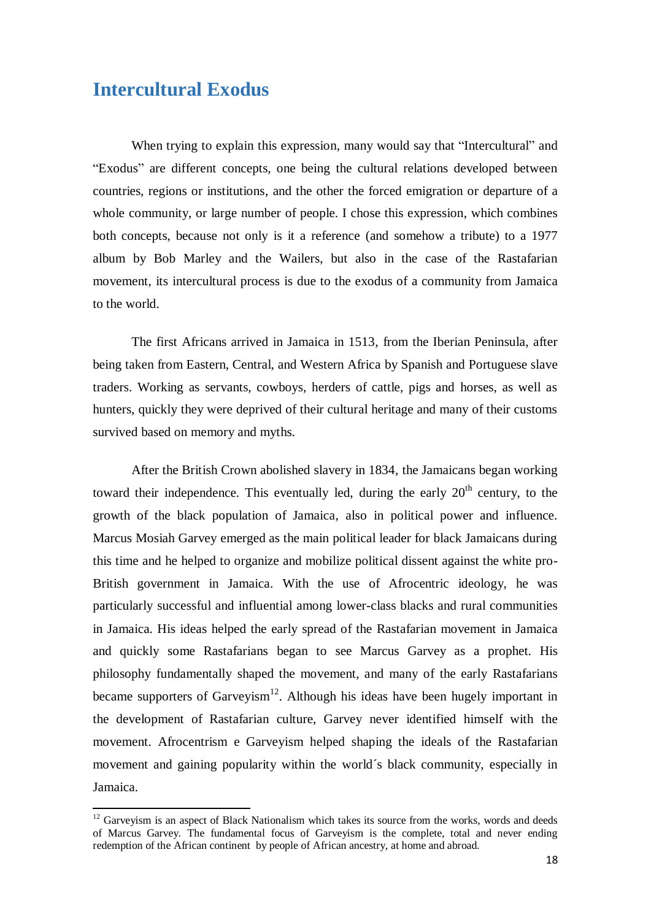## Intercultural Exodus

When trying to explain this expression, many would say that "Intercultural" and "Exodus" are different concepts, one being the cultural relations developed between countries, regions or institutions, and the other the forced emigration or departure of a whole community, or large number of people. I chose this expression, which combines both concepts, because not only is it a reference (and somehow a tribute) to a 1977 album by Bob Marley and the Wailers, but also in the case of the Rastafarian movement, its intercultural process is due to the exodus of a community from Jamaica to the world.

The first Africans arrived in Jamaica in 1513, from the Iberian Peninsula, after being taken from Eastern, Central, and Western Africa by Spanish and Portuguese slave traders. Working as servants, cowboys, herders of cattle, pigs and horses, as well as hunters, quickly they were deprived of their cultural heritage and many of their customs survived based on memory and myths.

After the British Crown abolished slavery in 1834, the Jamaicans began working toward their independence. This eventually led, during the early 20th century, to the growth of the black population of Jamaica, also in political power and influence. Marcus Mosiah Garvey emerged as the main political leader for black Jamaicans during this time and he helped to organize and mobilize political dissent against the white pro-British government in Jamaica. With the use of Afrocentric ideology, he was particularly successful and influential among lower-class blacks and rural communities in Jamaica. His ideas helped the early spread of the Rastafarian movement in Jamaica and quickly some Rastafarians began to see Marcus Garvey as a prophet. His philosophy fundamentally shaped the movement, and many of the early Rastafarians became supporters of Garveyism[12]. Although his ideas have been hugely important in the development of Rastafarian culture, Garvey never identified himself with the movement. Afrocentrism e Garveyism helped shaping the ideals of the Rastafarian movement and gaining popularity within the world´s black community, especially in Jamaica.

[12] Garveyism is an aspect of Black Nationalism which takes its source from the works, words and deeds of Marcus Garvey. The fundamental focus of Garveyism is the complete, total and never ending redemption of the African continent by people of African ancestry, at home and abroad.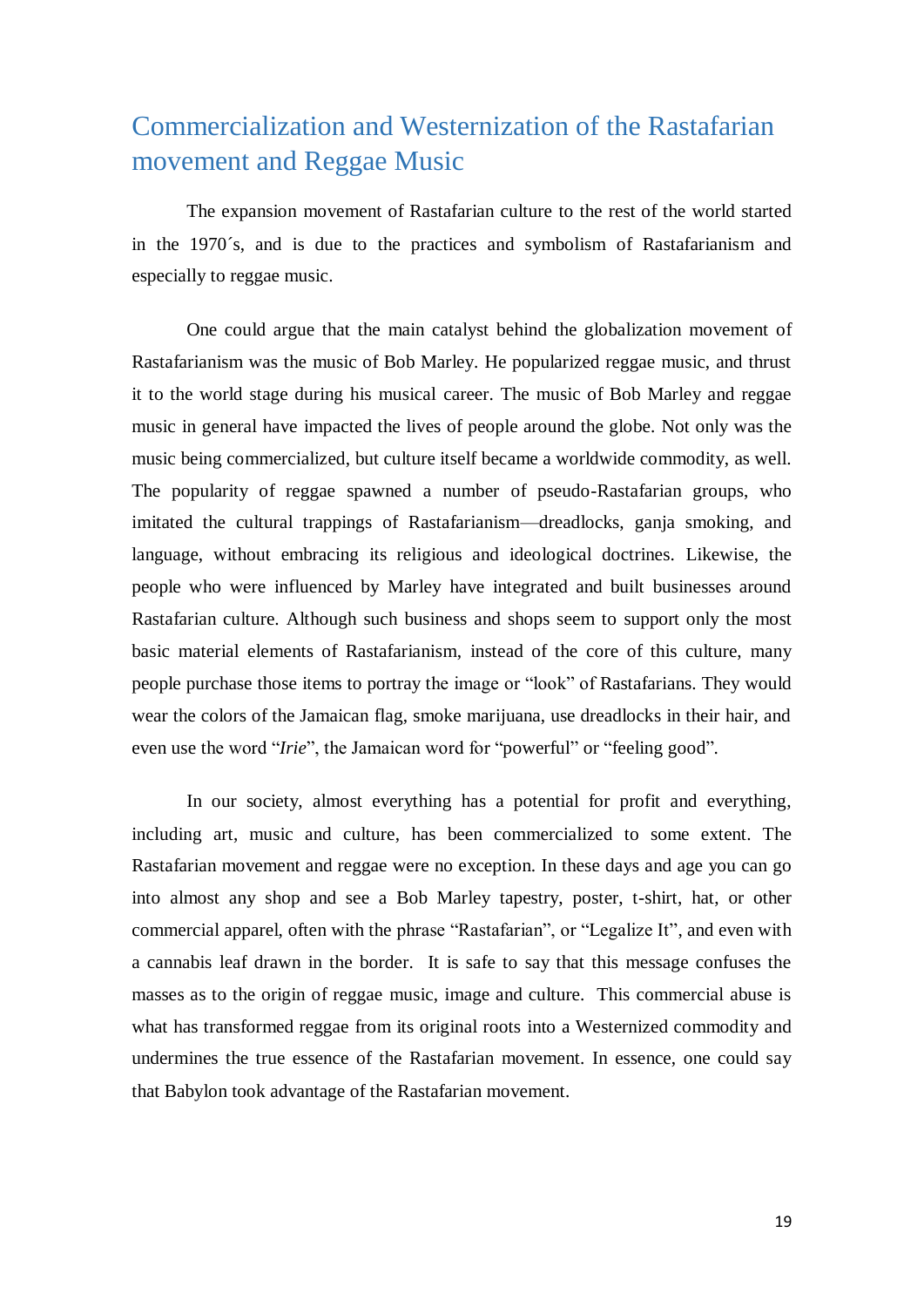## Commercialization and Westernization of the Rastafarian movement and Reggae Music

The expansion movement of Rastafarian culture to the rest of the world started in the 1970´s, and is due to the practices and symbolism of Rastafarianism and especially to reggae music.

One could argue that the main catalyst behind the globalization movement of Rastafarianism was the music of Bob Marley. He popularized reggae music, and thrust it to the world stage during his musical career. The music of Bob Marley and reggae music in general have impacted the lives of people around the globe. Not only was the music being commercialized, but culture itself became a worldwide commodity, as well. The popularity of reggae spawned a number of pseudo-Rastafarian groups, who imitated the cultural trappings of Rastafarianism—dreadlocks, ganja smoking, and language, without embracing its religious and ideological doctrines. Likewise, the people who were influenced by Marley have integrated and built businesses around Rastafarian culture. Although such business and shops seem to support only the most basic material elements of Rastafarianism, instead of the core of this culture, many people purchase those items to portray the image or "look" of Rastafarians. They would wear the colors of the Jamaican flag, smoke marijuana, use dreadlocks in their hair, and even use the word "*Irie*", the Jamaican word for "powerful" or "feeling good".

In our society, almost everything has a potential for profit and everything, including art, music and culture, has been commercialized to some extent. The Rastafarian movement and reggae were no exception. In these days and age you can go into almost any shop and see a Bob Marley tapestry, poster, t-shirt, hat, or other commercial apparel, often with the phrase "Rastafarian", or "Legalize It", and even with a cannabis leaf drawn in the border. It is safe to say that this message confuses the masses as to the origin of reggae music, image and culture. This commercial abuse is what has transformed reggae from its original roots into a Westernized commodity and undermines the true essence of the Rastafarian movement. In essence, one could say that Babylon took advantage of the Rastafarian movement.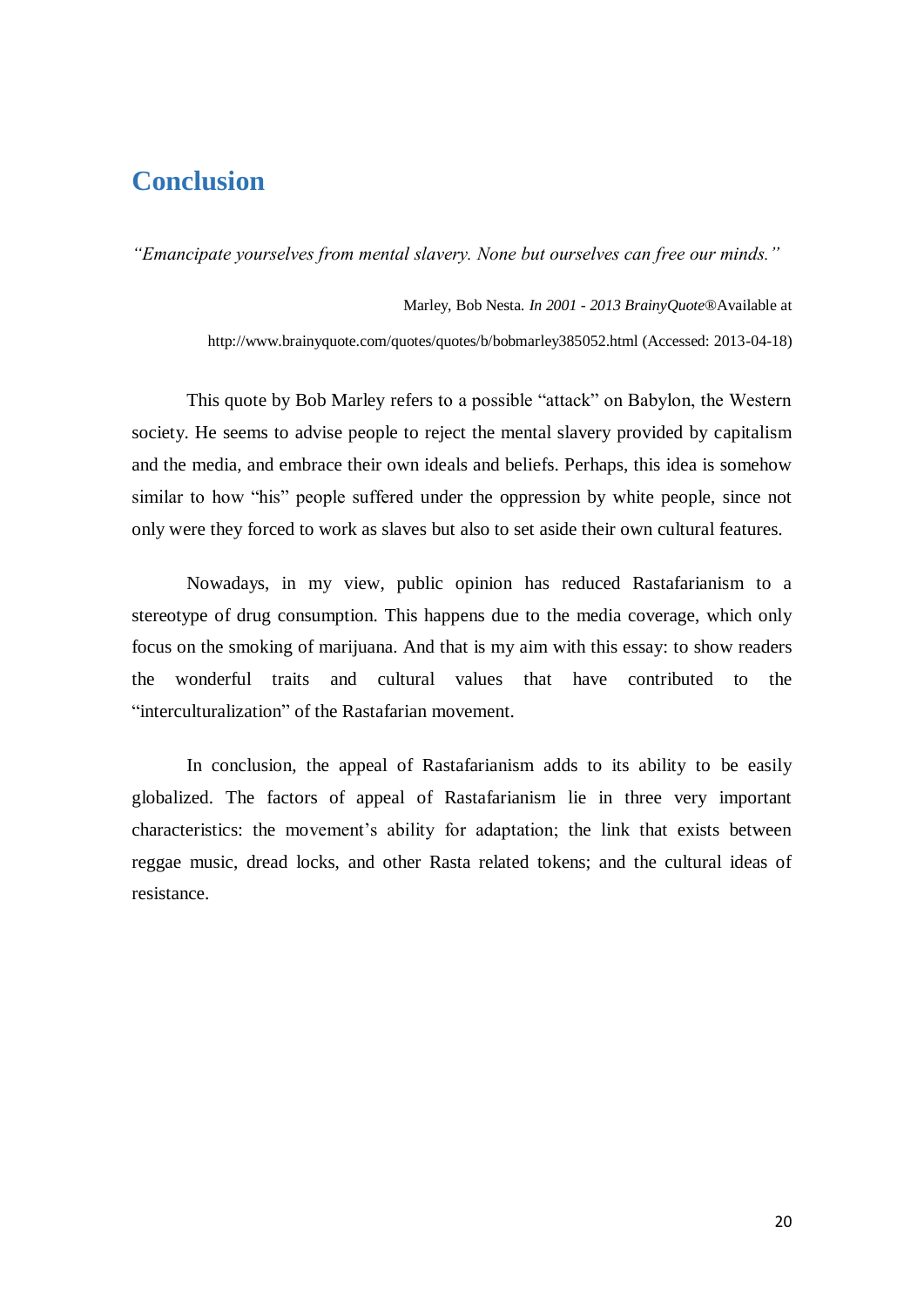# Conclusion

*"Emancipate yourselves from mental slavery. None but ourselves can free our minds."*

Marley, Bob Nesta. *In 2001 - 2013 BrainyQuote®*Available at http://www.brainyquote.com/quotes/quotes/b/bobmarley385052.html (Accessed: 2013-04-18)

This quote by Bob Marley refers to a possible "attack" on Babylon, the Western society. He seems to advise people to reject the mental slavery provided by capitalism and the media, and embrace their own ideals and beliefs. Perhaps, this idea is somehow similar to how "his" people suffered under the oppression by white people, since not only were they forced to work as slaves but also to set aside their own cultural features.

Nowadays, in my view, public opinion has reduced Rastafarianism to a stereotype of drug consumption. This happens due to the media coverage, which only focus on the smoking of marijuana. And that is my aim with this essay: to show readers the wonderful traits and cultural values that have contributed to the "interculturalization" of the Rastafarian movement.

In conclusion, the appeal of Rastafarianism adds to its ability to be easily globalized. The factors of appeal of Rastafarianism lie in three very important characteristics: the movement's ability for adaptation; the link that exists between reggae music, dread locks, and other Rasta related tokens; and the cultural ideas of resistance.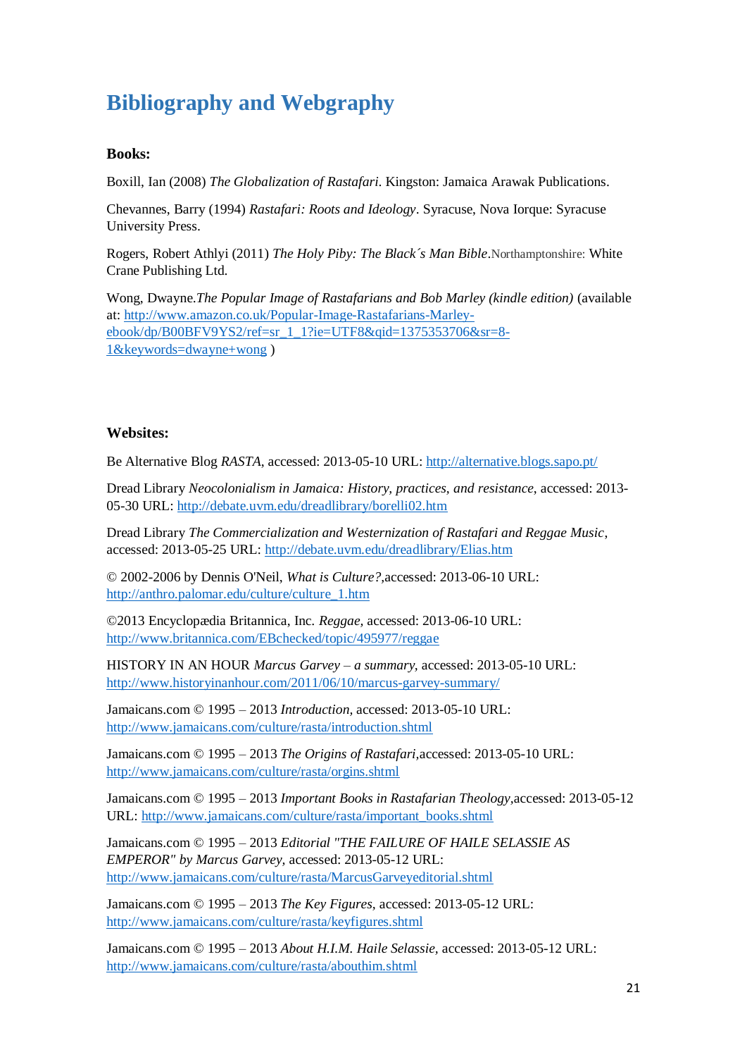# Bibliography and Webgraphy

**Books:**

Boxill, Ian (2008) *The Globalization of Rastafari*. Kingston: Jamaica Arawak Publications.

Chevannes, Barry (1994) *Rastafari: Roots and Ideology*. Syracuse, Nova Iorque: Syracuse University Press.

Rogers, Robert Athlyi (2011) *The Holy Piby: The Black´s Man Bible*.Northamptonshire: White Crane Publishing Ltd.

Wong, Dwayne.*The Popular Image of Rastafarians and Bob Marley (kindle edition)* (available at: http://www.amazon.co.uk/Popular-Image-Rastafarians-Marley-ebook/dp/B00BFV9YS2/ref=sr_1_1?ie=UTF8&qid=1375353706&sr=8-1&keywords=dwayne+wong )

**Websites:**

Be Alternative Blog *RASTA*, accessed: 2013-05-10 URL: http://alternative.blogs.sapo.pt/

Dread Library *Neocolonialism in Jamaica: History, practices, and resistance*, accessed: 2013-05-30 URL: http://debate.uvm.edu/dreadlibrary/borelli02.htm

Dread Library *The Commercialization and Westernization of Rastafari and Reggae Music*, accessed: 2013-05-25 URL: http://debate.uvm.edu/dreadlibrary/Elias.htm

© 2002-2006 by Dennis O'Neil, *What is Culture?*,accessed: 2013-06-10 URL: http://anthro.palomar.edu/culture/culture_1.htm

©2013 Encyclopædia Britannica, Inc. *Reggae*, accessed: 2013-06-10 URL: http://www.britannica.com/EBchecked/topic/495977/reggae

HISTORY IN AN HOUR *Marcus Garvey – a summary*, accessed: 2013-05-10 URL: http://www.historyinanhour.com/2011/06/10/marcus-garvey-summary/

Jamaicans.com © 1995 – 2013 *Introduction*, accessed: 2013-05-10 URL: http://www.jamaicans.com/culture/rasta/introduction.shtml

Jamaicans.com © 1995 – 2013 *The Origins of Rastafari*,accessed: 2013-05-10 URL: http://www.jamaicans.com/culture/rasta/orgins.shtml

Jamaicans.com © 1995 – 2013 *Important Books in Rastafarian Theology*,accessed: 2013-05-12 URL: http://www.jamaicans.com/culture/rasta/important_books.shtml

Jamaicans.com © 1995 – 2013 *Editorial "THE FAILURE OF HAILE SELASSIE AS EMPEROR" by Marcus Garvey*, accessed: 2013-05-12 URL: http://www.jamaicans.com/culture/rasta/MarcusGarveyeditorial.shtml

Jamaicans.com © 1995 – 2013 *The Key Figures*, accessed: 2013-05-12 URL: http://www.jamaicans.com/culture/rasta/keyfigures.shtml

Jamaicans.com © 1995 – 2013 *About H.I.M. Haile Selassie*, accessed: 2013-05-12 URL: http://www.jamaicans.com/culture/rasta/abouthim.shtml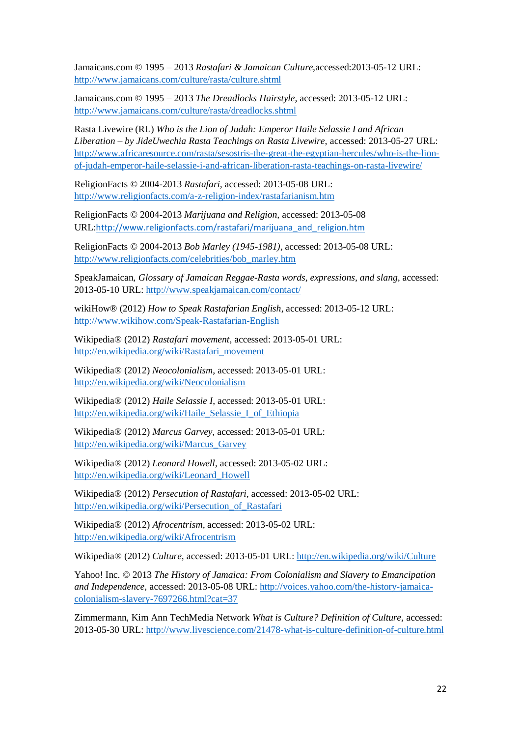Jamaicans.com © 1995 – 2013 *Rastafari & Jamaican Culture*,accessed:2013-05-12 URL: http://www.jamaicans.com/culture/rasta/culture.shtml

Jamaicans.com © 1995 – 2013 *The Dreadlocks Hairstyle*, accessed: 2013-05-12 URL: http://www.jamaicans.com/culture/rasta/dreadlocks.shtml

Rasta Livewire (RL) *Who is the Lion of Judah: Emperor Haile Selassie I and African Liberation – by JideUwechia Rasta Teachings on Rasta Livewire*, accessed: 2013-05-27 URL: http://www.africaresource.com/rasta/sesostris-the-great-the-egyptian-hercules/who-is-the-lion-of-judah-emperor-haile-selassie-i-and-african-liberation-rasta-teachings-on-rasta-livewire/

ReligionFacts © 2004-2013 *Rastafari*, accessed: 2013-05-08 URL: http://www.religionfacts.com/a-z-religion-index/rastafarianism.htm

ReligionFacts © 2004-2013 *Marijuana and Religion*, accessed: 2013-05-08 URL:http://www.religionfacts.com/rastafari/marijuana_and_religion.htm

ReligionFacts © 2004-2013 *Bob Marley (1945-1981)*, accessed: 2013-05-08 URL: http://www.religionfacts.com/celebrities/bob_marley.htm

SpeakJamaican, *Glossary of Jamaican Reggae-Rasta words, expressions, and slang*, accessed: 2013-05-10 URL: http://www.speakjamaican.com/contact/

wikiHow® (2012) *How to Speak Rastafarian English*, accessed: 2013-05-12 URL: http://www.wikihow.com/Speak-Rastafarian-English

Wikipedia® (2012) *Rastafari movement*, accessed: 2013-05-01 URL: http://en.wikipedia.org/wiki/Rastafari_movement

Wikipedia® (2012) *Neocolonialism*, accessed: 2013-05-01 URL: http://en.wikipedia.org/wiki/Neocolonialism

Wikipedia® (2012) *Haile Selassie I*, accessed: 2013-05-01 URL: http://en.wikipedia.org/wiki/Haile_Selassie_I_of_Ethiopia

Wikipedia® (2012) *Marcus Garvey*, accessed: 2013-05-01 URL: http://en.wikipedia.org/wiki/Marcus_Garvey

Wikipedia® (2012) *Leonard Howell*, accessed: 2013-05-02 URL: http://en.wikipedia.org/wiki/Leonard_Howell

Wikipedia® (2012) *Persecution of Rastafari*, accessed: 2013-05-02 URL: http://en.wikipedia.org/wiki/Persecution_of_Rastafari

Wikipedia® (2012) *Afrocentrism*, accessed: 2013-05-02 URL: http://en.wikipedia.org/wiki/Afrocentrism

Wikipedia® (2012) *Culture*, accessed: 2013-05-01 URL: http://en.wikipedia.org/wiki/Culture

Yahoo! Inc. © 2013 *The History of Jamaica: From Colonialism and Slavery to Emancipation and Independence*, accessed: 2013-05-08 URL: http://voices.yahoo.com/the-history-jamaica-colonialism-slavery-7697266.html?cat=37

Zimmermann, Kim Ann TechMedia Network *What is Culture? Definition of Culture*, accessed: 2013-05-30 URL: http://www.livescience.com/21478-what-is-culture-definition-of-culture.html